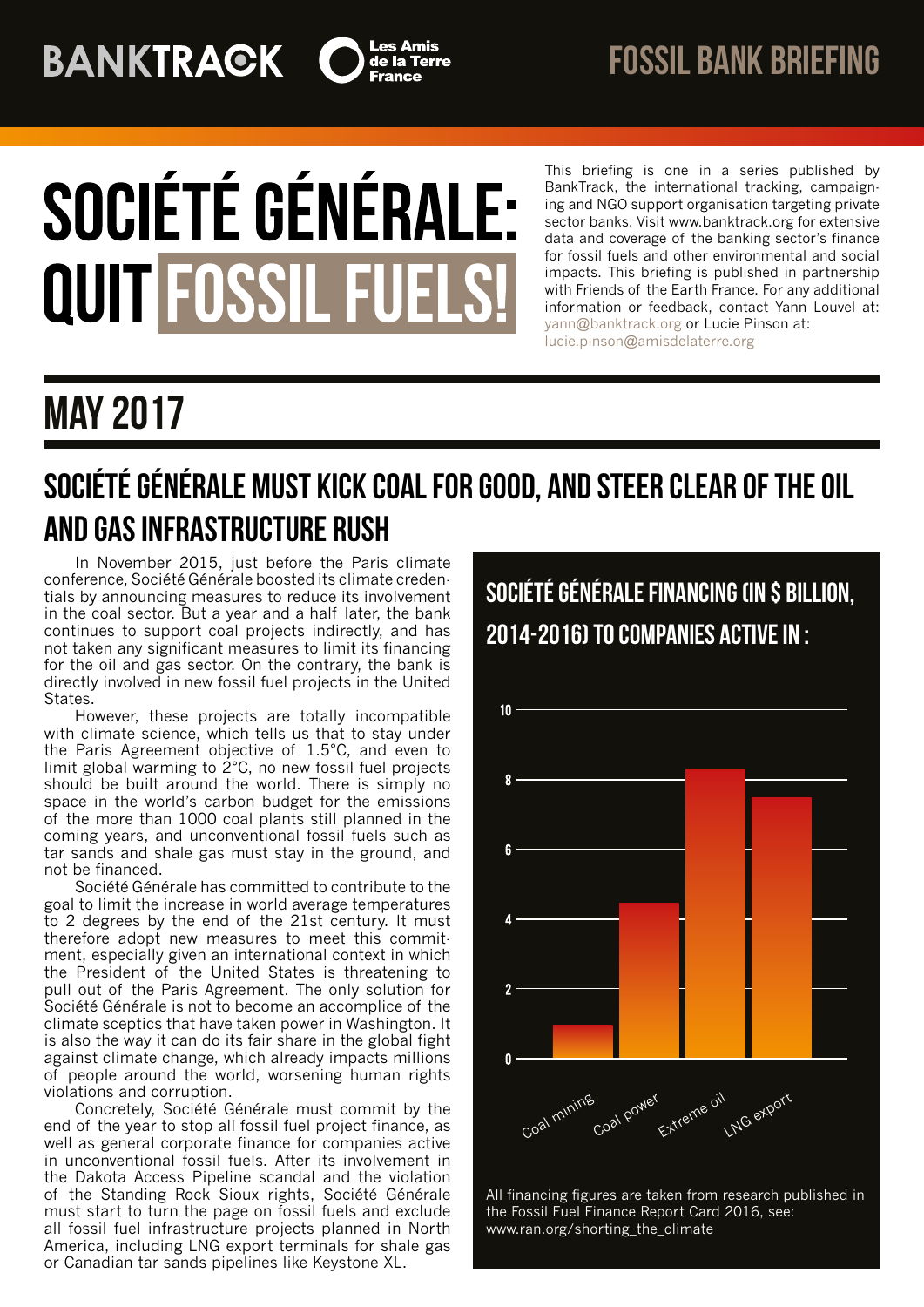BANKTRACK Les Amis de la Terre France

FOSSIL BANK BRIEFING

# SOCIÉTÉ GÉNÉRALE: QUIT FOSSIL FUELS!

This briefing is one in a series published by BankTrack, the international tracking, campaigning and NGO support organisation targeting private sector banks. Visit www.banktrack.org for extensive data and coverage of the banking sector's finance for fossil fuels and other environmental and social impacts. This briefing is published in partnership with Friends of the Earth France. For any additional information or feedback, contact Yann Louvel at: yann@banktrack.org or Lucie Pinson at: lucie.pinson@amisdelaterre.org

## MAY 2017

## SOCIÉTÉ GÉNÉRALE MUST KICK COAL FOR GOOD, AND STEER CLEAR OF THE OIL AND GAS INFRASTRUCTURE RUSH

In November 2015, just before the Paris climate conference, Société Générale boosted its climate credentials by announcing measures to reduce its involvement in the coal sector. But a year and a half later, the bank continues to support coal projects indirectly, and has not taken any significant measures to limit its financing for the oil and gas sector. On the contrary, the bank is directly involved in new fossil fuel projects in the United States.

However, these projects are totally incompatible with climate science, which tells us that to stay under the Paris Agreement objective of 1.5°C, and even to limit global warming to 2°C, no new fossil fuel projects should be built around the world. There is simply no space in the world's carbon budget for the emissions of the more than 1000 coal plants still planned in the coming years, and unconventional fossil fuels such as tar sands and shale gas must stay in the ground, and not be financed.

Société Générale has committed to contribute to the goal to limit the increase in world average temperatures to 2 degrees by the end of the 21st century. It must therefore adopt new measures to meet this commitment, especially given an international context in which the President of the United States is threatening to pull out of the Paris Agreement. The only solution for Société Générale is not to become an accomplice of the climate sceptics that have taken power in Washington. It is also the way it can do its fair share in the global fight against climate change, which already impacts millions of people around the world, worsening human rights violations and corruption.

Concretely, Société Générale must commit by the end of the year to stop all fossil fuel project finance, as well as general corporate finance for companies active in unconventional fossil fuels. After its involvement in the Dakota Access Pipeline scandal and the violation of the Standing Rock Sioux rights, Société Générale must start to turn the page on fossil fuels and exclude all fossil fuel infrastructure projects planned in North America, including LNG export terminals for shale gas or Canadian tar sands pipelines like Keystone XL.

### SOCIÉTÉ GÉNÉRALE FINANCING (IN $ BILLION, 2014-2016) TO COMPANIES ACTIVE IN :

| Sector | Financing ($ billion, approx.) |
|---|---|
| Coal mining | ~1 |
| Coal power | ~4.5 |
| Extreme oil | ~8.3 |
| LNG export | ~7.5 |

All financing figures are taken from research published in the Fossil Fuel Finance Report Card 2016, see: www.ran.org/shorting_the_climate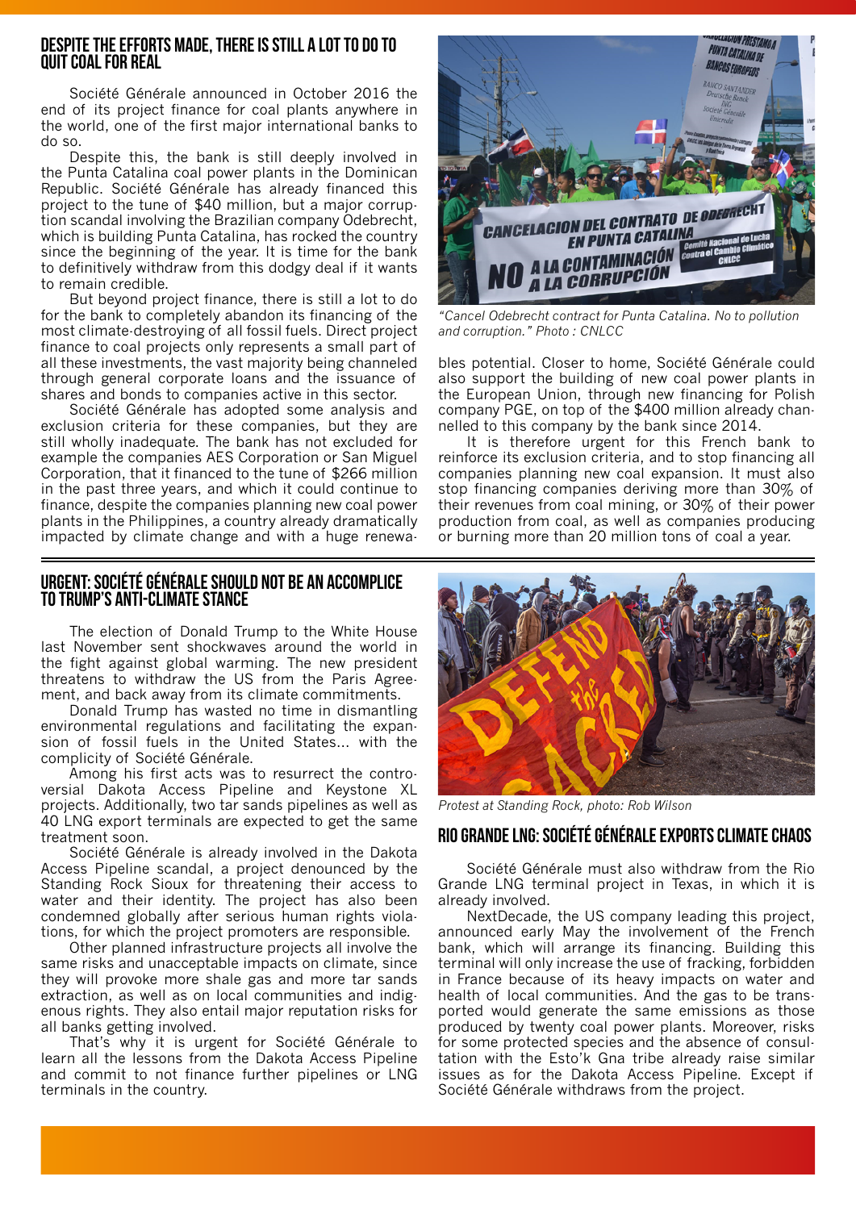## DESPITE THE EFFORTS MADE, THERE IS STILL A LOT TO DO TO QUIT COAL FOR REAL

Société Générale announced in October 2016 the end of its project finance for coal plants anywhere in the world, one of the first major international banks to do so.

Despite this, the bank is still deeply involved in the Punta Catalina coal power plants in the Dominican Republic. Société Générale has already financed this project to the tune of $40 million, but a major corruption scandal involving the Brazilian company Odebrecht, which is building Punta Catalina, has rocked the country since the beginning of the year. It is time for the bank to definitively withdraw from this dodgy deal if it wants to remain credible.

But beyond project finance, there is still a lot to do for the bank to completely abandon its financing of the most climate-destroying of all fossil fuels. Direct project finance to coal projects only represents a small part of all these investments, the vast majority being channeled through general corporate loans and the issuance of shares and bonds to companies active in this sector.

Société Générale has adopted some analysis and exclusion criteria for these companies, but they are still wholly inadequate. The bank has not excluded for example the companies AES Corporation or San Miguel Corporation, that it financed to the tune of $266 million in the past three years, and which it could continue to finance, despite the companies planning new coal power plants in the Philippines, a country already dramatically impacted by climate change and with a huge renewables potential. Closer to home, Société Générale could also support the building of new coal power plants in the European Union, through new financing for Polish company PGE, on top of the $400 million already channelled to this company by the bank since 2014.

It is therefore urgent for this French bank to reinforce its exclusion criteria, and to stop financing all companies planning new coal expansion. It must also stop financing companies deriving more than 30% of their revenues from coal mining, or 30% of their power production from coal, as well as companies producing or burning more than 20 million tons of coal a year.

*"Cancel Odebrecht contract for Punta Catalina. No to pollution and corruption." Photo : CNLCC*

## URGENT: SOCIÉTÉ GÉNÉRALE SHOULD NOT BE AN ACCOMPLICE TO TRUMP'S ANTI-CLIMATE STANCE

The election of Donald Trump to the White House last November sent shockwaves around the world in the fight against global warming. The new president threatens to withdraw the US from the Paris Agreement, and back away from its climate commitments.

Donald Trump has wasted no time in dismantling environmental regulations and facilitating the expansion of fossil fuels in the United States... with the complicity of Société Générale.

Among his first acts was to resurrect the controversial Dakota Access Pipeline and Keystone XL projects. Additionally, two tar sands pipelines as well as 40 LNG export terminals are expected to get the same treatment soon.

Société Générale is already involved in the Dakota Access Pipeline scandal, a project denounced by the Standing Rock Sioux for threatening their access to water and their identity. The project has also been condemned globally after serious human rights violations, for which the project promoters are responsible.

Other planned infrastructure projects all involve the same risks and unacceptable impacts on climate, since they will provoke more shale gas and more tar sands extraction, as well as on local communities and indigenous rights. They also entail major reputation risks for all banks getting involved.

That's why it is urgent for Société Générale to learn all the lessons from the Dakota Access Pipeline and commit to not finance further pipelines or LNG terminals in the country.

*Protest at Standing Rock, photo: Rob Wilson*

## RIO GRANDE LNG: SOCIÉTÉ GÉNÉRALE EXPORTS CLIMATE CHAOS

Société Générale must also withdraw from the Rio Grande LNG terminal project in Texas, in which it is already involved.

NextDecade, the US company leading this project, announced early May the involvement of the French bank, which will arrange its financing. Building this terminal will only increase the use of fracking, forbidden in France because of its heavy impacts on water and health of local communities. And the gas to be transported would generate the same emissions as those produced by twenty coal power plants. Moreover, risks for some protected species and the absence of consultation with the Esto'k Gna tribe already raise similar issues as for the Dakota Access Pipeline. Except if Société Générale withdraws from the project.